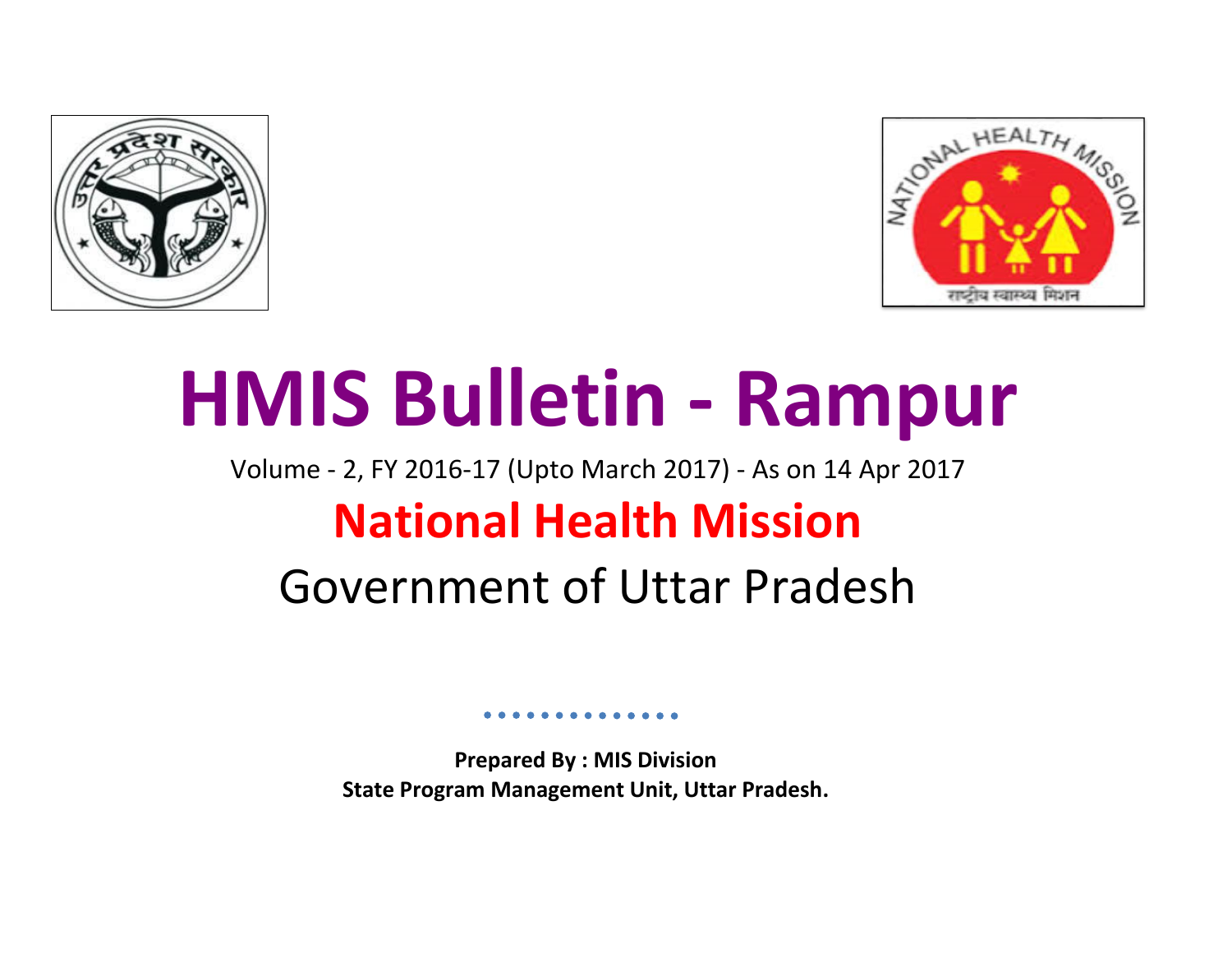# HMIS Bulletin - Rampur

Volume - 2, FY 2016-17 (Upto March 2017) - As on 14 Apr 2017

## National Health Mission

Government of Uttar Pradesh

**Prepared By : MIS Division**
**State Program Management Unit, Uttar Pradesh.**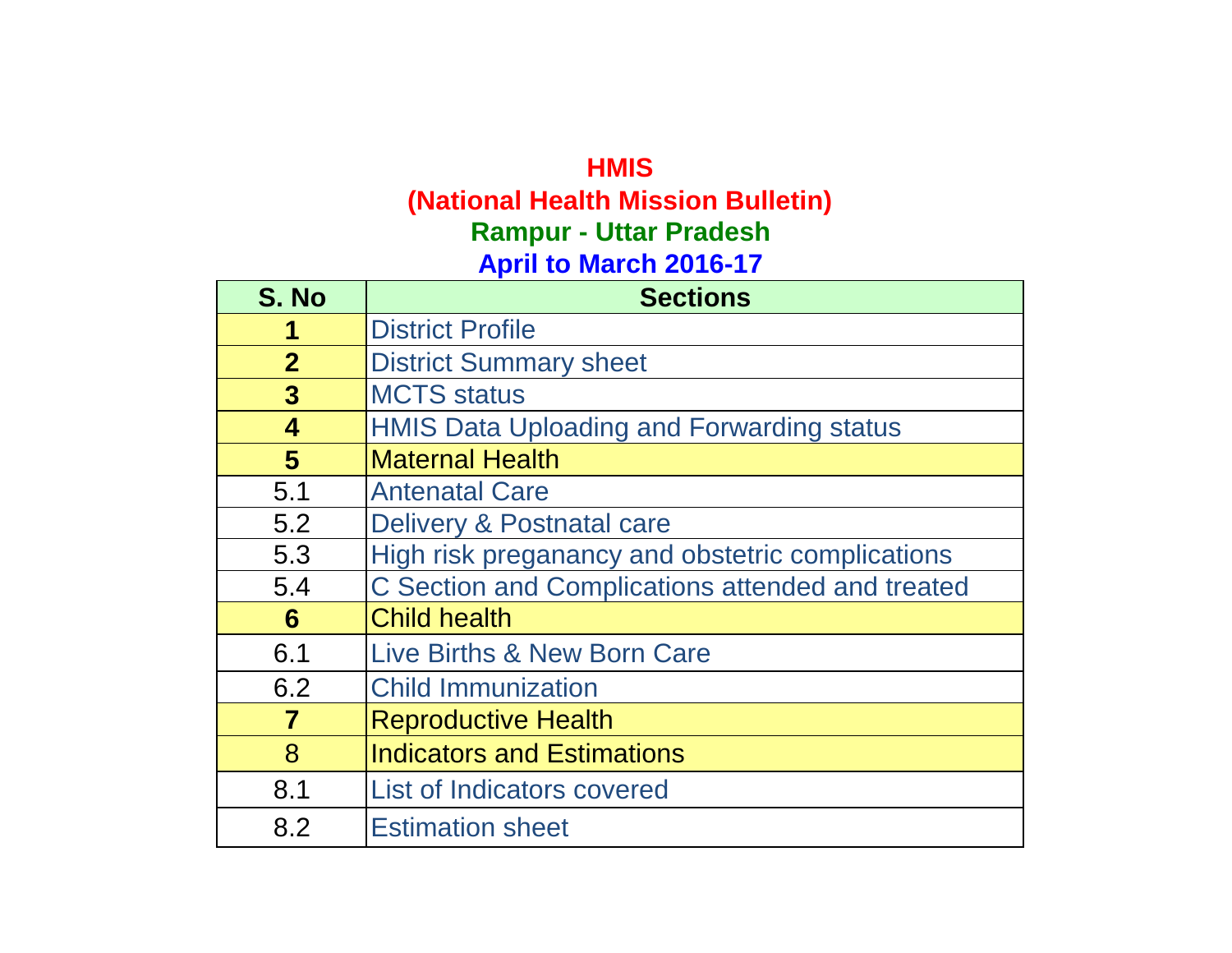# HMIS

## (National Health Mission Bulletin)

## Rampur - Uttar Pradesh

## April to March 2016-17

| S. No | Sections |
|---|---|
| **1** | District Profile |
| **2** | District Summary sheet |
| **3** | MCTS status |
| **4** | HMIS Data Uploading and Forwarding status |
| **5** | Maternal Health |
| 5.1 | Antenatal Care |
| 5.2 | Delivery & Postnatal care |
| 5.3 | High risk preganancy and obstetric complications |
| 5.4 | C Section and Complications attended and treated |
| **6** | Child health |
| 6.1 | Live Births & New Born Care |
| 6.2 | Child Immunization |
| **7** | Reproductive Health |
| 8 | Indicators and Estimations |
| 8.1 | List of Indicators covered |
| 8.2 | Estimation sheet |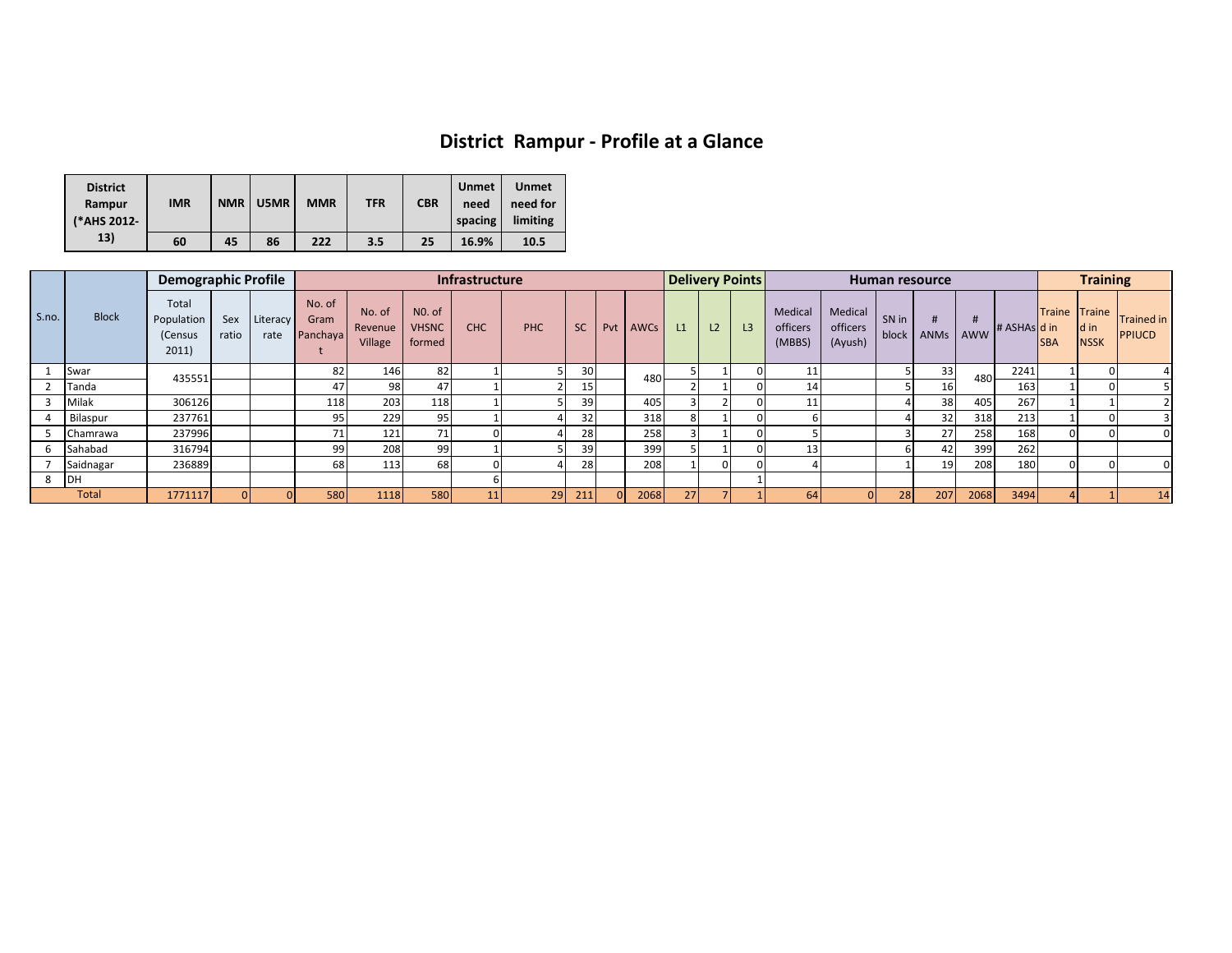# District Rampur - Profile at a Glance

| District Rampur (*AHS 2012-13) | IMR | NMR | U5MR | MMR | TFR | CBR | Unmet need spacing | Unmet need for limiting |
|---|---|---|---|---|---|---|---|---|
| | 60 | 45 | 86 | 222 | 3.5 | 25 | 16.9% | 10.5 |

| S.no. | Block | Demographic Profile | | | Infrastructure | | | | | | | | Delivery Points | | | Human resource | | | | | | Training | | |
|---|---|---|---|---|---|---|---|---|---|---|---|---|---|---|---|---|---|---|---|---|---|---|---|---|
| | | Total Population (Census 2011) | Sex ratio | Literacy rate | No. of Gram Panchayat | No. of Revenue Village | N0. of VHSNC formed | CHC | PHC | SC | Pvt | AWCs | L1 | L2 | L3 | Medical officers (MBBS) | Medical officers (Ayush) | SN in block | # ANMs | # AWW | # ASHAs | Trained in SBA | Trained in NSSK | Trained in PPIUCD |
| 1 | Swar | 435551 | | | 82 | 146 | 82 | 1 | 5 | 30 | | 480 | 5 | 1 | 0 | 11 | | 5 | 33 | 480 | 2241 | 1 | 0 | 4 |
| 2 | Tanda | | | | 47 | 98 | 47 | 1 | 2 | 15 | | | 2 | 1 | 0 | 14 | | 5 | 16 | | 163 | 1 | 0 | 5 |
| 3 | Milak | 306126 | | | 118 | 203 | 118 | 1 | 5 | 39 | | 405 | 3 | 2 | 0 | 11 | | 4 | 38 | 405 | 267 | 1 | 1 | 2 |
| 4 | Bilaspur | 237761 | | | 95 | 229 | 95 | 1 | 4 | 32 | | 318 | 8 | 1 | 0 | 6 | | 4 | 32 | 318 | 213 | 1 | 0 | 3 |
| 5 | Chamrawa | 237996 | | | 71 | 121 | 71 | 0 | 4 | 28 | | 258 | 3 | 1 | 0 | 5 | | 3 | 27 | 258 | 168 | 0 | 0 | 0 |
| 6 | Sahabad | 316794 | | | 99 | 208 | 99 | 1 | 5 | 39 | | 399 | 5 | 1 | 0 | 13 | | 6 | 42 | 399 | 262 | | | |
| 7 | Saidnagar | 236889 | | | 68 | 113 | 68 | 0 | 4 | 28 | | 208 | 1 | 0 | 0 | 4 | | 1 | 19 | 208 | 180 | 0 | 0 | 0 |
| 8 | DH | | | | | | | 6 | | | | | | | 1 | | | | | | | | | |
| Total | | 1771117 | 0 | 0 | 580 | 1118 | 580 | 11 | 29 | 211 | 0 | 2068 | 27 | 7 | 1 | 64 | 0 | 28 | 207 | 2068 | 3494 | 4 | 1 | 14 |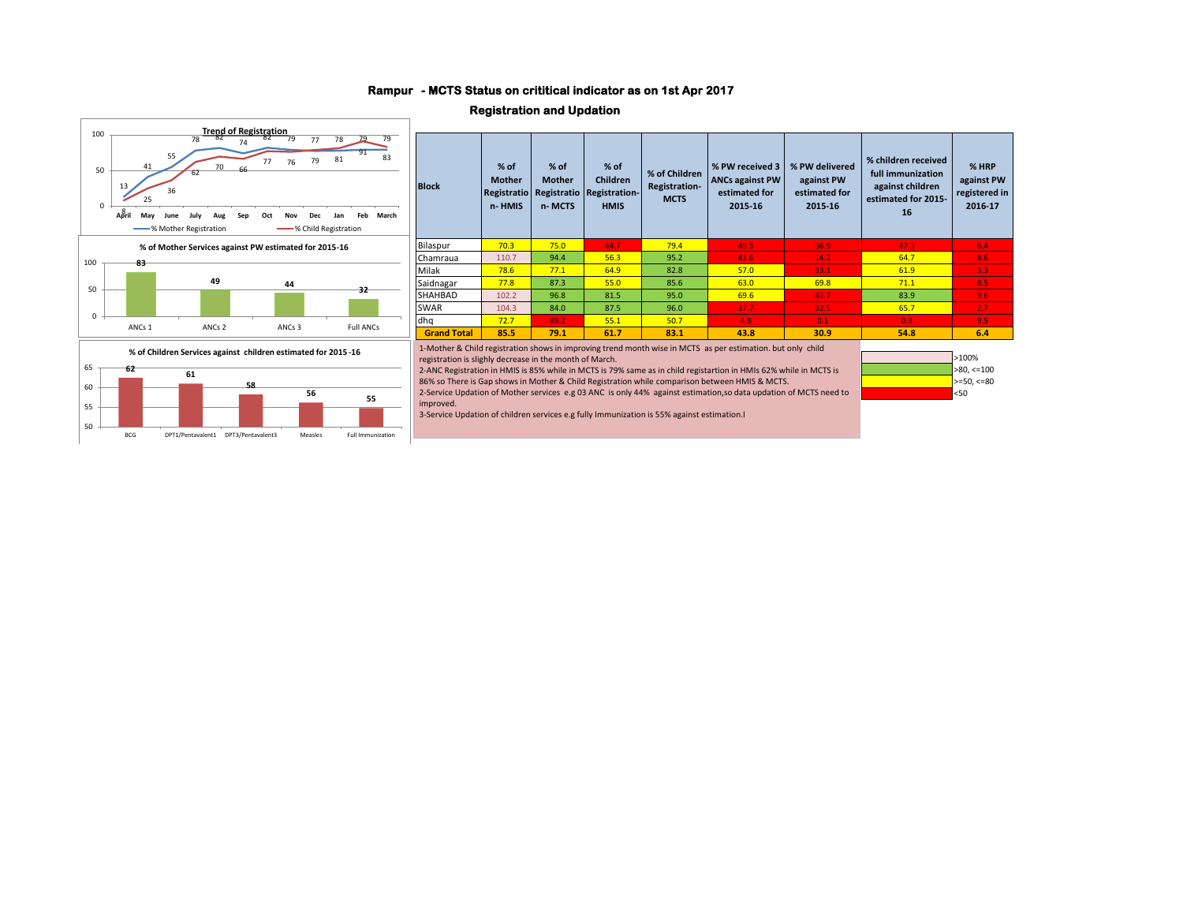# Rampur - MCTS Status on crititical indicator as on 1st Apr 2017

## Registration and Updation

**Trend of Registration**

| Month | April | May | June | July | Aug | Sep | Oct | Nov | Dec | Jan | Feb | March |
|---|---|---|---|---|---|---|---|---|---|---|---|---|
| % Mother Registration | 13 | 41 | 55 | 78 | 82 | 74 | 82 | 79 | 77 | 78 | 79 | 79 |
| % Child Registration | 8 | 25 | 36 | 62 | 70 | 66 | 77 | 76 | 79 | 81 | 91 | 83 |

**% of Mother Services against PW estimated for 2015-16**

| ANCs 1 | ANCs 2 | ANCs 3 | Full ANCs |
|---|---|---|---|
| 83 | 49 | 44 | 32 |

**% of Children Services against children estimated for 2015 -16**

| BCG | DPT1/Pentavalent1 | DPT3/Pentavalent3 | Measles | Full Immunization |
|---|---|---|---|---|
| 62 | 61 | 58 | 56 | 55 |

| Block | % of Mother Registration- HMIS | % of Mother Registration- MCTS | % of Children Registration-HMIS | % of Children Registration-MCTS | % PW received 3 ANCs against PW estimated for 2015-16 | % PW delivered against PW estimated for 2015-16 | % children received full immunization against children estimated for 2015-16 | % HRP against PW registered in 2016-17 |
|---|---|---|---|---|---|---|---|---|
| Bilaspur | 70.3 | 75.0 | 44.7 | 79.4 | 49.5 | 36.9 | 47.3 | 6.4 |
| Chamraua | 110.7 | 94.4 | 56.3 | 95.2 | 41.6 | 14.2 | 64.7 | 8.6 |
| Milak | 78.6 | 77.1 | 64.9 | 82.8 | 57.0 | 33.1 | 61.9 | 3.3 |
| Saidnagar | 77.8 | 87.3 | 55.0 | 85.6 | 63.0 | 69.8 | 71.1 | 8.5 |
| SHAHBAD | 102.2 | 96.8 | 81.5 | 95.0 | 69.6 | 41.7 | 83.9 | 9.6 |
| SWAR | 104.3 | 84.0 | 87.5 | 96.0 | 37.7 | 32.5 | 65.7 | 2.7 |
| dhq | 72.7 | 49.2 | 55.1 | 50.7 | 4.8 | 0.1 | 0.3 | 9.5 |
| **Grand Total** | **85.5** | **79.1** | **61.7** | **83.1** | **43.8** | **30.9** | **54.8** | **6.4** |

1-Mother & Child registration shows in improving trend month wise in MCTS as per estimation. but only child registration is slighly decrease in the month of March.

2-ANC Registration in HMIS is 85% while in MCTS is 79% same as in child registartion in HMIs 62% while in MCTS is 86% so There is Gap shows in Mother & Child Registration while comparison between HMIS & MCTS.

2-Service Updation of Mother services e.g 03 ANC is only 44% against estimation,so data updation of MCTS need to improved.

3-Service Updation of children services e.g fully Immunization is 55% against estimation.I

Legend:
- >100%
- >80, <=100
- >=50, <=80
- <50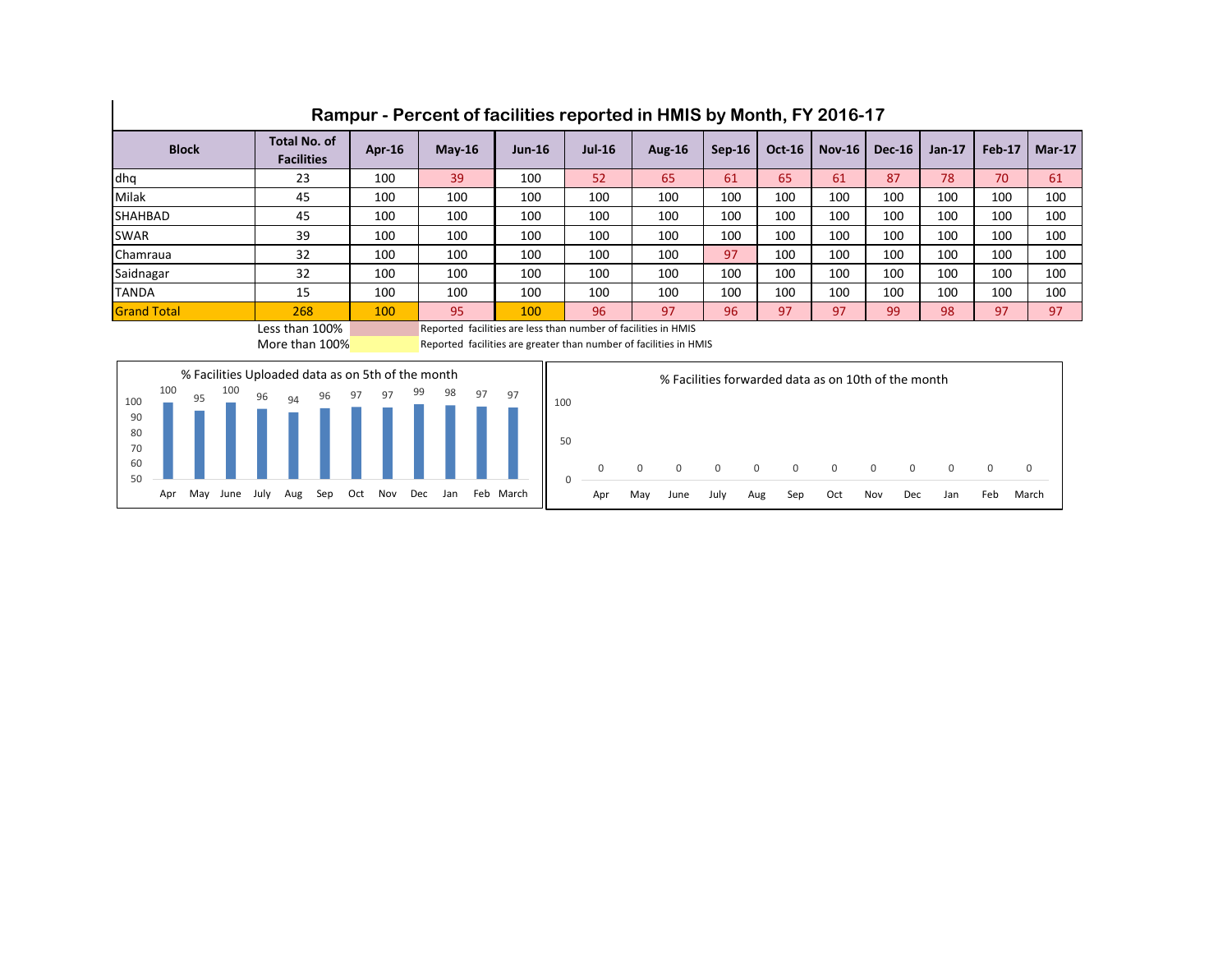## Rampur - Percent of facilities reported in HMIS by Month, FY 2016-17

| Block | Total No. of Facilities | Apr-16 | May-16 | Jun-16 | Jul-16 | Aug-16 | Sep-16 | Oct-16 | Nov-16 | Dec-16 | Jan-17 | Feb-17 | Mar-17 |
|---|---|---|---|---|---|---|---|---|---|---|---|---|---|
| dhq | 23 | 100 | 39 | 100 | 52 | 65 | 61 | 65 | 61 | 87 | 78 | 70 | 61 |
| Milak | 45 | 100 | 100 | 100 | 100 | 100 | 100 | 100 | 100 | 100 | 100 | 100 | 100 |
| SHAHBAD | 45 | 100 | 100 | 100 | 100 | 100 | 100 | 100 | 100 | 100 | 100 | 100 | 100 |
| SWAR | 39 | 100 | 100 | 100 | 100 | 100 | 100 | 100 | 100 | 100 | 100 | 100 | 100 |
| Chamraua | 32 | 100 | 100 | 100 | 100 | 100 | 97 | 100 | 100 | 100 | 100 | 100 | 100 |
| Saidnagar | 32 | 100 | 100 | 100 | 100 | 100 | 100 | 100 | 100 | 100 | 100 | 100 | 100 |
| TANDA | 15 | 100 | 100 | 100 | 100 | 100 | 100 | 100 | 100 | 100 | 100 | 100 | 100 |
| Grand Total | 268 | 100 | 95 | 100 | 96 | 97 | 96 | 97 | 97 | 99 | 98 | 97 | 97 |

Less than 100% — Reported facilities are less than number of facilities in HMIS

More than 100% — Reported facilities are greater than number of facilities in HMIS

**% Facilities Uploaded data as on 5th of the month**

| Apr | May | June | July | Aug | Sep | Oct | Nov | Dec | Jan | Feb | March |
|---|---|---|---|---|---|---|---|---|---|---|---|
| 100 | 95 | 100 | 96 | 94 | 96 | 97 | 97 | 99 | 98 | 97 | 97 |

**% Facilities forwarded data as on 10th of the month**

| Apr | May | June | July | Aug | Sep | Oct | Nov | Dec | Jan | Feb | March |
|---|---|---|---|---|---|---|---|---|---|---|---|
| 0 | 0 | 0 | 0 | 0 | 0 | 0 | 0 | 0 | 0 | 0 | 0 |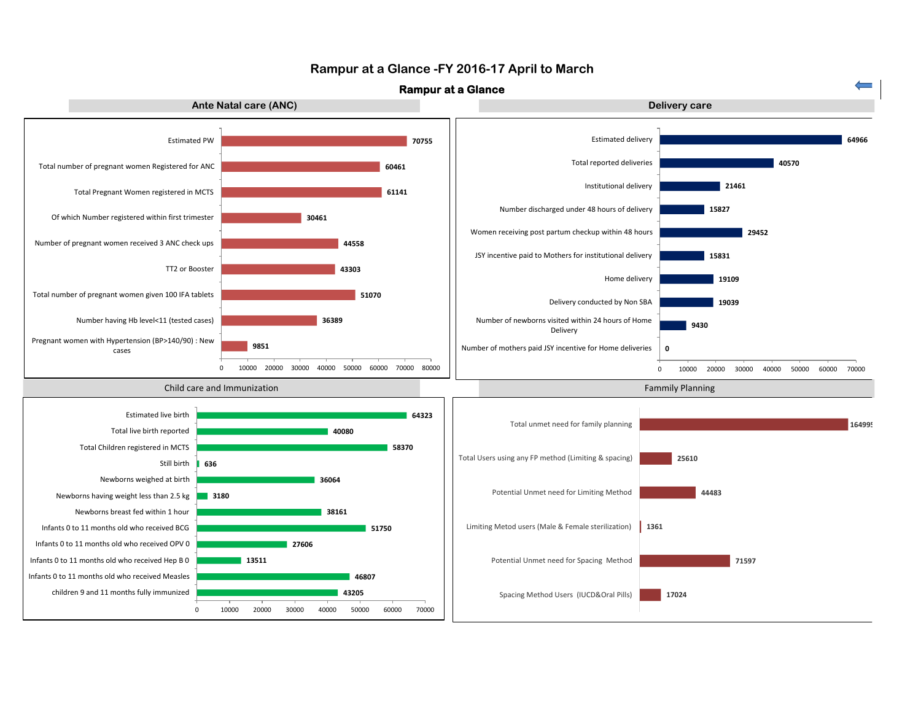# Rampur at a Glance -FY 2016-17 April to March

## Rampur at a Glance

### Ante Natal care (ANC)

| Indicator | Value |
|---|---|
| Estimated PW | 70755 |
| Total number of pregnant women Registered for ANC | 60461 |
| Total Pregnant Women registered in MCTS | 61141 |
| Of which Number registered within first trimester | 30461 |
| Number of pregnant women received 3 ANC check ups | 44558 |
| TT2 or Booster | 43303 |
| Total number of pregnant women given 100 IFA tablets | 51070 |
| Number having Hb level<11 (tested cases) | 36389 |
| Pregnant women with Hypertension (BP>140/90) : New cases | 9851 |

### Delivery care

| Indicator | Value |
|---|---|
| Estimated delivery | 64966 |
| Total reported deliveries | 40570 |
| Institutional delivery | 21461 |
| Number discharged under 48 hours of delivery | 15827 |
| Women receiving post partum checkup within 48 hours | 29452 |
| JSY incentive paid to Mothers for institutional delivery | 15831 |
| Home delivery | 19109 |
| Delivery conducted by Non SBA | 19039 |
| Number of newborns visited within 24 hours of Home Delivery | 9430 |
| Number of mothers paid JSY incentive for Home deliveries | 0 |

### Child care and Immunization

| Indicator | Value |
|---|---|
| Estimated live birth | 64323 |
| Total live birth reported | 40080 |
| Total Children registered in MCTS | 58370 |
| Still birth | 636 |
| Newborns weighed at birth | 36064 |
| Newborns having weight less than 2.5 kg | 3180 |
| Newborns breast fed within 1 hour | 38161 |
| Infants 0 to 11 months old who received BCG | 51750 |
| Infants 0 to 11 months old who received OPV 0 | 27606 |
| Infants 0 to 11 months old who received Hep B 0 | 13511 |
| Infants 0 to 11 months old who received Measles | 46807 |
| children 9 and 11 months fully immunized | 43205 |

### Fammily Planning

| Indicator | Value |
|---|---|
| Total unmet need for family planning | 16499 |
| Total Users using any FP method (Limiting & spacing) | 25610 |
| Potential Unmet need for Limiting Method | 44483 |
| Limiting Metod users (Male & Female sterilization) | 1361 |
| Potential Unmet need for Spacing Method | 71597 |
| Spacing Method Users (IUCD&Oral Pills) | 17024 |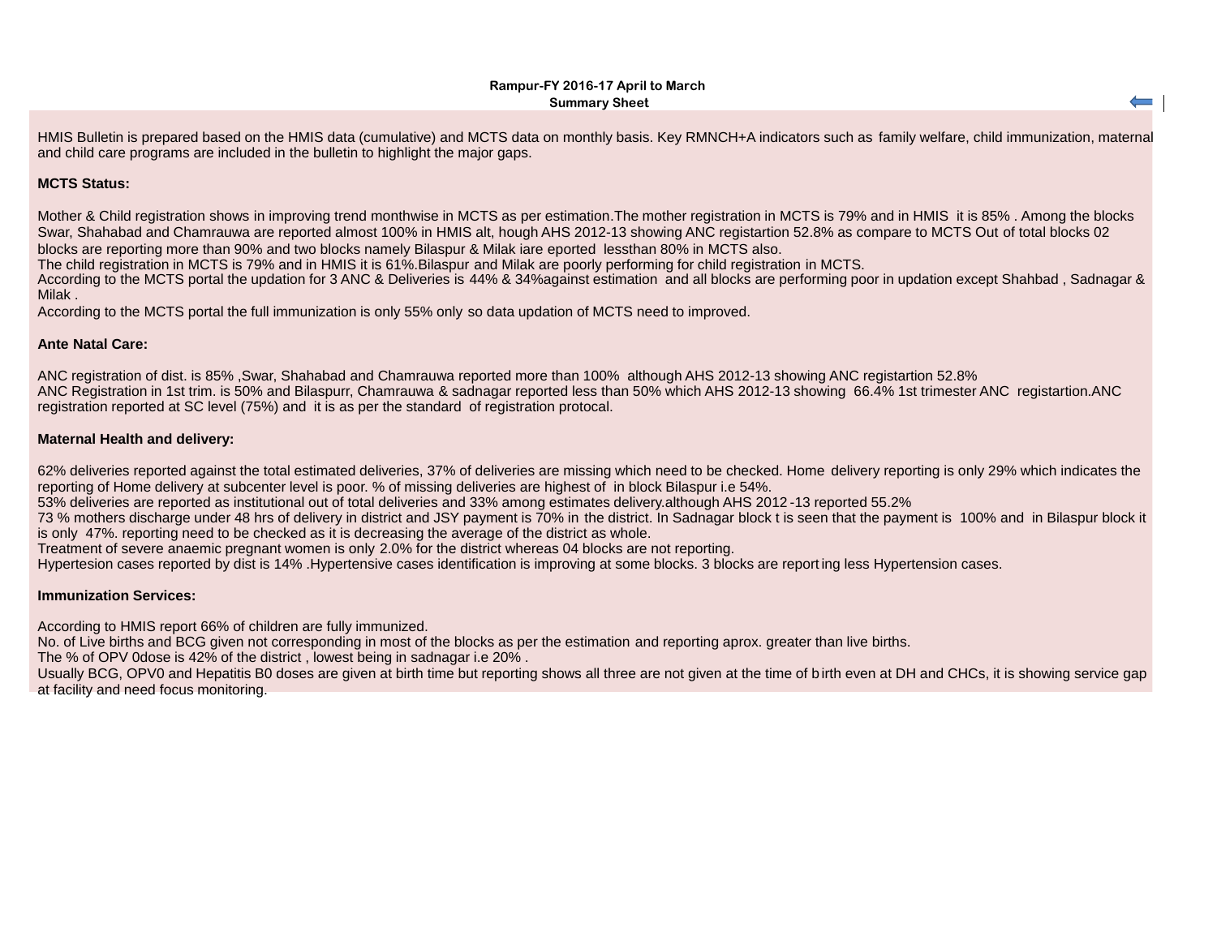## Rampur-FY 2016-17 April to March
### Summary Sheet

HMIS Bulletin is prepared based on the HMIS data (cumulative) and MCTS data on monthly basis. Key RMNCH+A indicators such as family welfare, child immunization, maternal and child care programs are included in the bulletin to highlight the major gaps.

**MCTS Status:**

Mother & Child registration shows in improving trend monthwise in MCTS as per estimation.The mother registration in MCTS is 79% and in HMIS it is 85% . Among the blocks Swar, Shahabad and Chamrauwa are reported almost 100% in HMIS alt, hough AHS 2012-13 showing ANC registartion 52.8% as compare to MCTS Out of total blocks 02 blocks are reporting more than 90% and two blocks namely Bilaspur & Milak iare eported lessthan 80% in MCTS also.
The child registration in MCTS is 79% and in HMIS it is 61%.Bilaspur and Milak are poorly performing for child registration in MCTS.
According to the MCTS portal the updation for 3 ANC & Deliveries is 44% & 34%against estimation and all blocks are performing poor in updation except Shahbad , Sadnagar & Milak .
According to the MCTS portal the full immunization is only 55% only so data updation of MCTS need to improved.

**Ante Natal Care:**

ANC registration of dist. is 85% ,Swar, Shahabad and Chamrauwa reported more than 100% although AHS 2012-13 showing ANC registartion 52.8%
ANC Registration in 1st trim. is 50% and Bilaspurr, Chamrauwa & sadnagar reported less than 50% which AHS 2012-13 showing 66.4% 1st trimester ANC registartion.ANC registration reported at SC level (75%) and it is as per the standard of registration protocal.

**Maternal Health and delivery:**

62% deliveries reported against the total estimated deliveries, 37% of deliveries are missing which need to be checked. Home delivery reporting is only 29% which indicates the reporting of Home delivery at subcenter level is poor. % of missing deliveries are highest of in block Bilaspur i.e 54%.
53% deliveries are reported as institutional out of total deliveries and 33% among estimates delivery.although AHS 2012-13 reported 55.2%
73 % mothers discharge under 48 hrs of delivery in district and JSY payment is 70% in the district. In Sadnagar block t is seen that the payment is 100% and in Bilaspur block it is only 47%. reporting need to be checked as it is decreasing the average of the district as whole.
Treatment of severe anaemic pregnant women is only 2.0% for the district whereas 04 blocks are not reporting.
Hypertesion cases reported by dist is 14% .Hypertensive cases identification is improving at some blocks. 3 blocks are reporting less Hypertension cases.

**Immunization Services:**

According to HMIS report 66% of children are fully immunized.
No. of Live births and BCG given not corresponding in most of the blocks as per the estimation and reporting aprox. greater than live births.
The % of OPV 0dose is 42% of the district , lowest being in sadnagar i.e 20% .
Usually BCG, OPV0 and Hepatitis B0 doses are given at birth time but reporting shows all three are not given at the time of birth even at DH and CHCs, it is showing service gap at facility and need focus monitoring.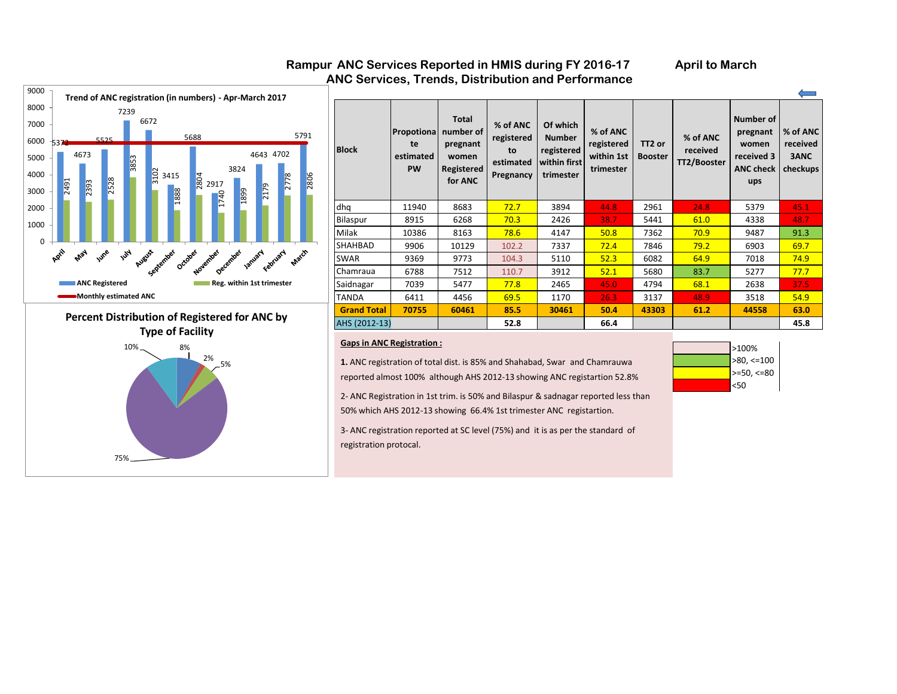# Rampur ANC Services Reported in HMIS during FY 2016-17 — April to March

## ANC Services, Trends, Distribution and Performance

**Trend of ANC registration (in numbers) - Apr-March 2017**

| Month | ANC Registered | Reg. within 1st trimester |
|---|---|---|
| April | 5372 | 2491 |
| May | 4673 | 2393 |
| June | 5525 | 2528 |
| July | 7239 | 3853 |
| August | 6672 | 3102 |
| September | 3415 | 1888 |
| October | 5688 | 2804 |
| November | 2917 | 1740 |
| December | 3824 | 1899 |
| January | 4643 | 2179 |
| February | 4702 | 2778 |
| March | 5791 | 2806 |

Monthly estimated ANC

**Percent Distribution of Registered for ANC by Type of Facility**

8%, 2%, 5%, 75%, 10%

| Block | Propotionate estimated PW | Total number of pregnant women Registered for ANC | % of ANC registered to estimated Pregnancy | Of which Number registered within first trimester | % of ANC registered within 1st trimester | TT2 or Booster | % of ANC received TT2/Booster | Number of pregnant women received 3 ANC check ups | % of ANC received 3ANC checkups |
|---|---|---|---|---|---|---|---|---|---|
| dhq | 11940 | 8683 | 72.7 | 3894 | 44.8 | 2961 | 24.8 | 5379 | 45.1 |
| Bilaspur | 8915 | 6268 | 70.3 | 2426 | 38.7 | 5441 | 61.0 | 4338 | 48.7 |
| Milak | 10386 | 8163 | 78.6 | 4147 | 50.8 | 7362 | 70.9 | 9487 | 91.3 |
| SHAHBAD | 9906 | 10129 | 102.2 | 7337 | 72.4 | 7846 | 79.2 | 6903 | 69.7 |
| SWAR | 9369 | 9773 | 104.3 | 5110 | 52.3 | 6082 | 64.9 | 7018 | 74.9 |
| Chamraua | 6788 | 7512 | 110.7 | 3912 | 52.1 | 5680 | 83.7 | 5277 | 77.7 |
| Saidnagar | 7039 | 5477 | 77.8 | 2465 | 45.0 | 4794 | 68.1 | 2638 | 37.5 |
| TANDA | 6411 | 4456 | 69.5 | 1170 | 26.3 | 3137 | 48.9 | 3518 | 54.9 |
| **Grand Total** | **70755** | **60461** | **85.5** | **30461** | **50.4** | **43303** | **61.2** | **44558** | **63.0** |
| AHS (2012-13) | | | **52.8** | | **66.4** | | | | **45.8** |

Legend: >100% ; >80, <=100 ; >=50, <=80 ; <50

**Gaps in ANC Registration :**

**1.** ANC registration of total dist. is 85% and Shahabad, Swar and Chamrauwa reported almost 100% although AHS 2012-13 showing ANC registartion 52.8%

2- ANC Registration in 1st trim. is 50% and Bilaspur & sadnagar reported less than 50% which AHS 2012-13 showing 66.4% 1st trimester ANC registartion.

3- ANC registration reported at SC level (75%) and it is as per the standard of registration protocal.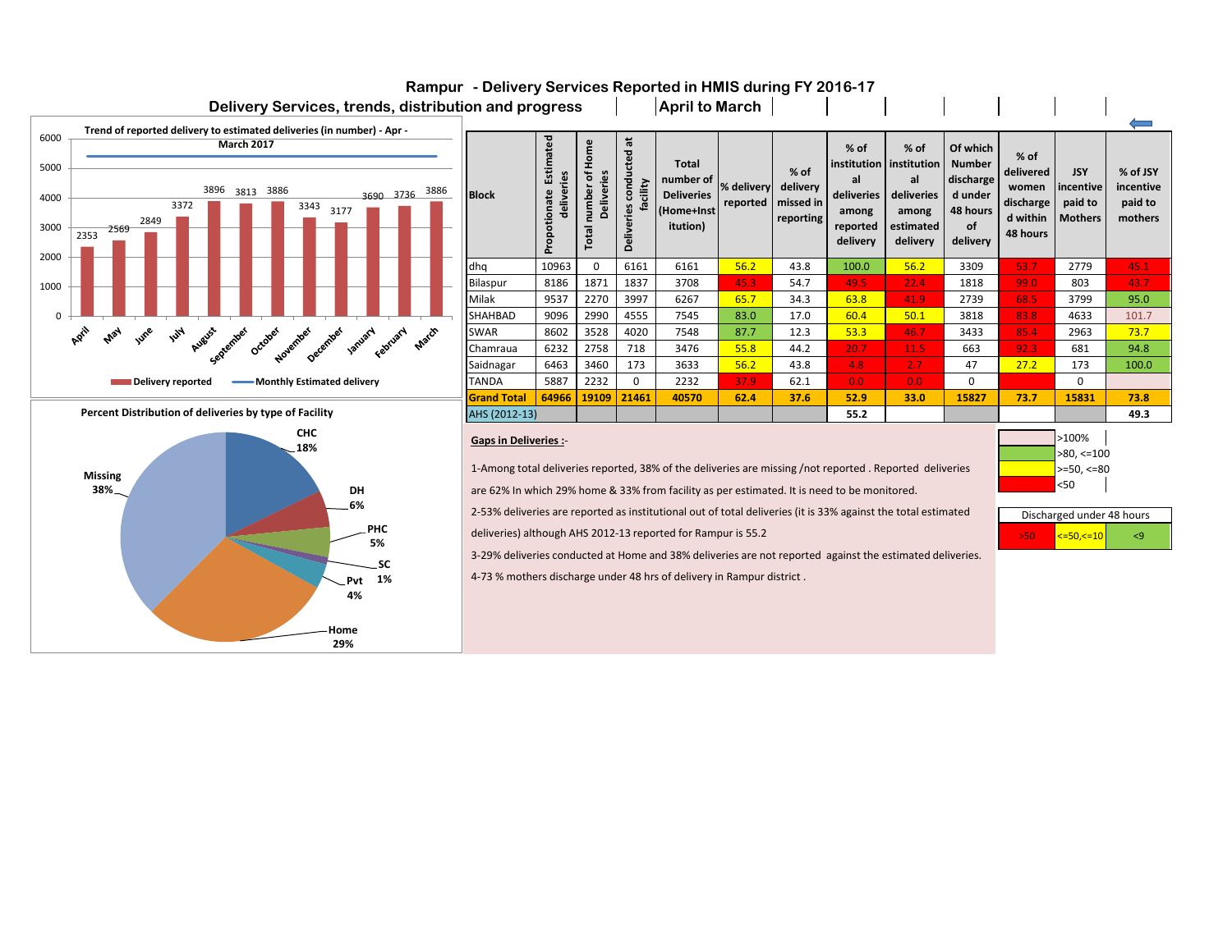# Rampur - Delivery Services Reported in HMIS during FY 2016-17

## Delivery Services, trends, distribution and progress | April to March

**Trend of reported delivery to estimated deliveries (in number) - Apr - March 2017**

| Month | Delivery reported |
|---|---|
| April | 2353 |
| May | 2569 |
| June | 2849 |
| July | 3372 |
| August | 3896 |
| September | 3813 |
| October | 3886 |
| November | 3343 |
| December | 3177 |
| January | 3690 |
| February | 3736 |
| March | 3886 |

Legend: Delivery reported; Monthly Estimated delivery

**Percent Distribution of deliveries by type of Facility**

- CHC 18%
- DH 6%
- PHC 5%
- SC 1%
- Pvt 4%
- Home 29%
- Missing 38%

| Block | Propotionate Estimated deliveries | Total number of Home Deliveries | Deliveries conducted at facility | Total number of Deliveries (Home+Institution) | % delivery reported | % of delivery missed in reporting | % of institutional deliveries among reported delivery | % of institutional deliveries among estimated delivery | Of which Number discharged under 48 hours of delivery | % of delivered women discharged within 48 hours | JSY incentive paid to Mothers | % of JSY incentive paid to mothers |
|---|---|---|---|---|---|---|---|---|---|---|---|---|
| dhq | 10963 | 0 | 6161 | 6161 | 56.2 | 43.8 | 100.0 | 56.2 | 3309 | 53.7 | 2779 | 45.1 |
| Bilaspur | 8186 | 1871 | 1837 | 3708 | 45.3 | 54.7 | 49.5 | 22.4 | 1818 | 99.0 | 803 | 43.7 |
| Milak | 9537 | 2270 | 3997 | 6267 | 65.7 | 34.3 | 63.8 | 41.9 | 2739 | 68.5 | 3799 | 95.0 |
| SHAHBAD | 9096 | 2990 | 4555 | 7545 | 83.0 | 17.0 | 60.4 | 50.1 | 3818 | 83.8 | 4633 | 101.7 |
| SWAR | 8602 | 3528 | 4020 | 7548 | 87.7 | 12.3 | 53.3 | 46.7 | 3433 | 85.4 | 2963 | 73.7 |
| Chamraua | 6232 | 2758 | 718 | 3476 | 55.8 | 44.2 | 20.7 | 11.5 | 663 | 92.3 | 681 | 94.8 |
| Saidnagar | 6463 | 3460 | 173 | 3633 | 56.2 | 43.8 | 4.8 | 2.7 | 47 | 27.2 | 173 | 100.0 |
| TANDA | 5887 | 2232 | 0 | 2232 | 37.9 | 62.1 | 0.0 | 0.0 | 0 | | 0 | |
| **Grand Total** | **64966** | **19109** | **21461** | **40570** | **62.4** | **37.6** | **52.9** | **33.0** | **15827** | **73.7** | **15831** | **73.8** |
| AHS (2012-13) | | | | | | | 55.2 | | | | | 49.3 |

**Gaps in Deliveries :-**

1-Among total deliveries reported, 38% of the deliveries are missing /not reported . Reported deliveries are 62% In which 29% home & 33% from facility as per estimated. It is need to be monitored.

2-53% deliveries are reported as institutional out of total deliveries (it is 33% against the total estimated deliveries) although AHS 2012-13 reported for Rampur is 55.2

3-29% deliveries conducted at Home and 38% deliveries are not reported against the estimated deliveries.

4-73 % mothers discharge under 48 hrs of delivery in Rampur district .

Legend: >100%; >80, <=100; >=50, <=80; <50

Discharged under 48 hours: >50; <=50,<=10; <9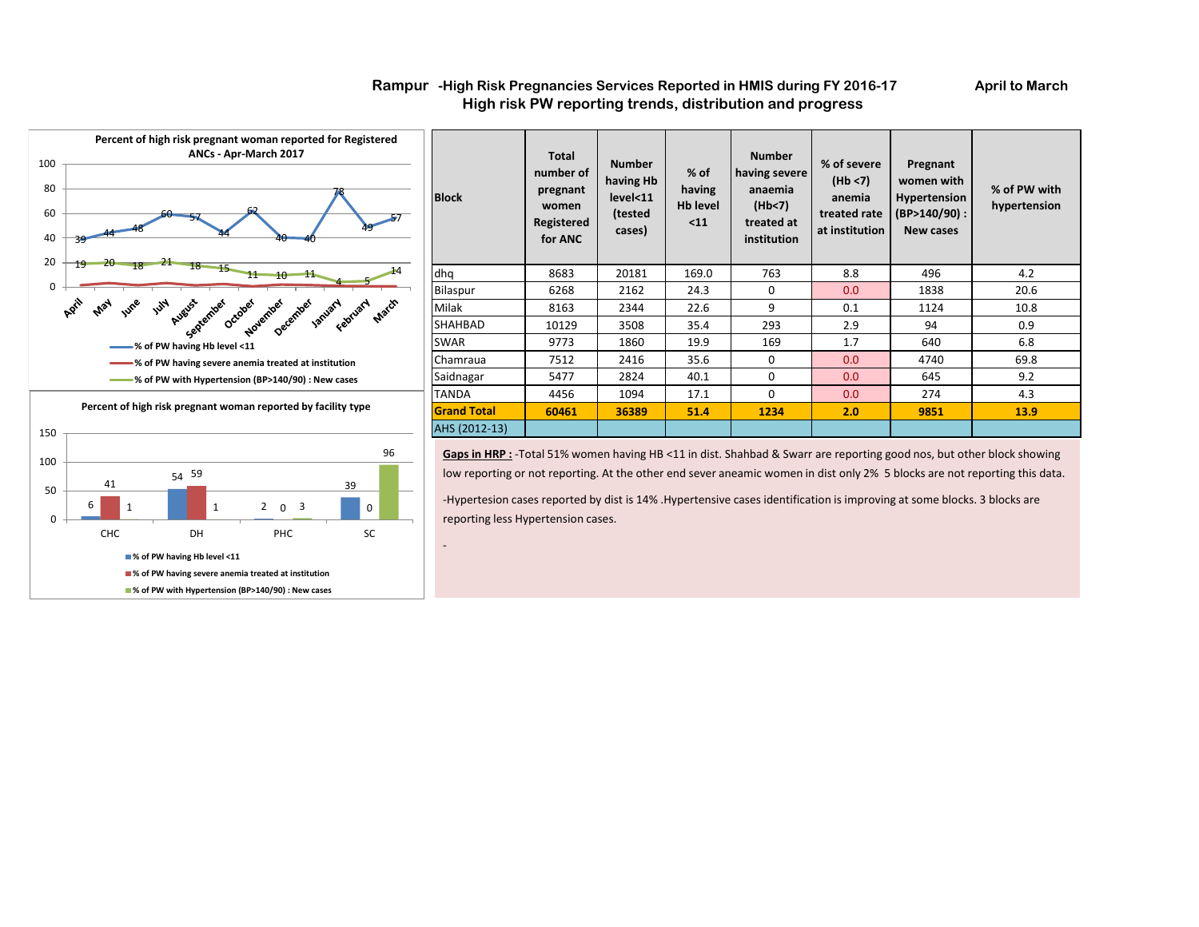# Rampur -High Risk Pregnancies Services Reported in HMIS during FY 2016-17

**April to March**

## High risk PW reporting trends, distribution and progress

**Percent of high risk pregnant woman reported for Registered ANCs - Apr-March 2017**

| Month | % of PW having Hb level <11 | % of PW with Hypertension (BP>140/90) : New cases |
|---|---|---|
| April | 39 | 19 |
| May | 44 | 20 |
| June | 48 | 18 |
| July | 60 | 21 |
| August | 57 | 18 |
| September | 44 | 15 |
| October | 62 | 11 |
| November | 40 | 10 |
| December | 40 | 11 |
| January | 78 | 4 |
| February | 49 | 5 |
| March | 57 | 14 |

**Percent of high risk pregnant woman reported by facility type**

| Facility | % of PW having Hb level <11 | % of PW having severe anemia treated at institution | % of PW with Hypertension (BP>140/90) : New cases |
|---|---|---|---|
| CHC | 6 | 41 | 1 |
| DH | 54 | 59 | 1 |
| PHC | 2 | 0 | 3 |
| SC | 39 | 0 | 96 |

| Block | Total number of pregnant women Registered for ANC | Number having Hb level<11 (tested cases) | % of having Hb level <11 | Number having severe anaemia (Hb<7) treated at institution | % of severe (Hb <7) anemia treated rate at institution | Pregnant women with Hypertension (BP>140/90) : New cases | % of PW with hypertension |
|---|---|---|---|---|---|---|---|
| dhq | 8683 | 20181 | 169.0 | 763 | 8.8 | 496 | 4.2 |
| Bilaspur | 6268 | 2162 | 24.3 | 0 | 0.0 | 1838 | 20.6 |
| Milak | 8163 | 2344 | 22.6 | 9 | 0.1 | 1124 | 10.8 |
| SHAHBAD | 10129 | 3508 | 35.4 | 293 | 2.9 | 94 | 0.9 |
| SWAR | 9773 | 1860 | 19.9 | 169 | 1.7 | 640 | 6.8 |
| Chamraua | 7512 | 2416 | 35.6 | 0 | 0.0 | 4740 | 69.8 |
| Saidnagar | 5477 | 2824 | 40.1 | 0 | 0.0 | 645 | 9.2 |
| TANDA | 4456 | 1094 | 17.1 | 0 | 0.0 | 274 | 4.3 |
| **Grand Total** | **60461** | **36389** | **51.4** | **1234** | **2.0** | **9851** | **13.9** |
| AHS (2012-13) | | | | | | | |

**Gaps in HRP :** -Total 51% women having HB <11 in dist. Shahbad & Swarr are reporting good nos, but other block showing low reporting or not reporting. At the other end sever aneamic women in dist only 2% 5 blocks are not reporting this data.

-Hypertesion cases reported by dist is 14% .Hypertensive cases identification is improving at some blocks. 3 blocks are reporting less Hypertension cases.

-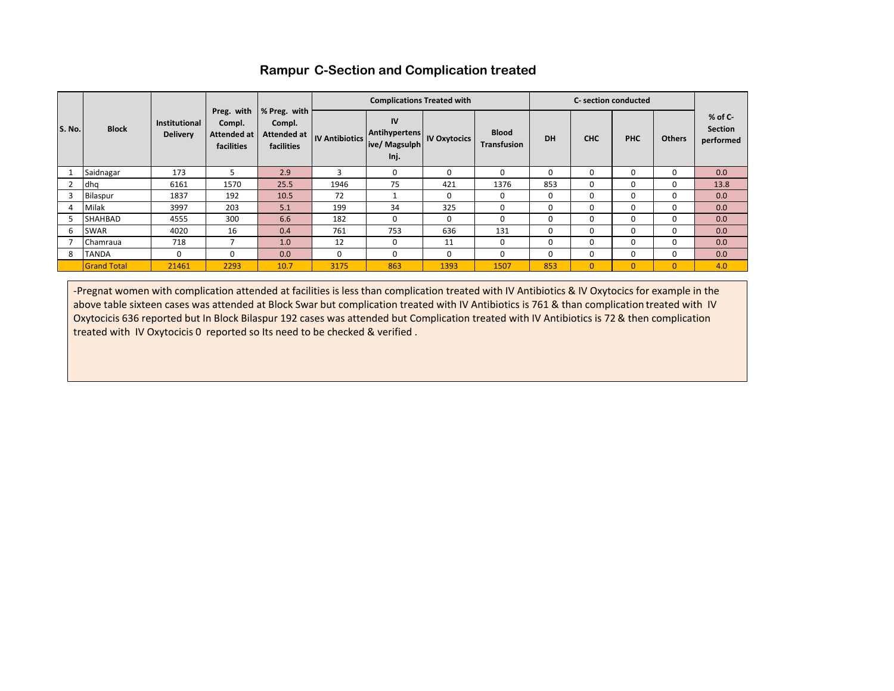# Rampur C-Section and Complication treated

| S. No. | Block | Institutional Delivery | Preg. with Compl. Attended at facilities | % Preg. with Compl. Attended at facilities | Complications Treated with | | | | C- section conducted | | | | % of C-Section performed |
|---|---|---|---|---|---|---|---|---|---|---|---|---|---|
| | | | | | IV Antibiotics | IV Antihypertensive/ Magsulph Inj. | IV Oxytocics | Blood Transfusion | DH | CHC | PHC | Others | |
| 1 | Saidnagar | 173 | 5 | 2.9 | 3 | 0 | 0 | 0 | 0 | 0 | 0 | 0 | 0.0 |
| 2 | dhq | 6161 | 1570 | 25.5 | 1946 | 75 | 421 | 1376 | 853 | 0 | 0 | 0 | 13.8 |
| 3 | Bilaspur | 1837 | 192 | 10.5 | 72 | 1 | 0 | 0 | 0 | 0 | 0 | 0 | 0.0 |
| 4 | Milak | 3997 | 203 | 5.1 | 199 | 34 | 325 | 0 | 0 | 0 | 0 | 0 | 0.0 |
| 5 | SHAHBAD | 4555 | 300 | 6.6 | 182 | 0 | 0 | 0 | 0 | 0 | 0 | 0 | 0.0 |
| 6 | SWAR | 4020 | 16 | 0.4 | 761 | 753 | 636 | 131 | 0 | 0 | 0 | 0 | 0.0 |
| 7 | Chamraua | 718 | 7 | 1.0 | 12 | 0 | 11 | 0 | 0 | 0 | 0 | 0 | 0.0 |
| 8 | TANDA | 0 | 0 | 0.0 | 0 | 0 | 0 | 0 | 0 | 0 | 0 | 0 | 0.0 |
| | Grand Total | 21461 | 2293 | 10.7 | 3175 | 863 | 1393 | 1507 | 853 | 0 | 0 | 0 | 4.0 |

-Pregnat women with complication attended at facilities is less than complication treated with IV Antibiotics & IV Oxytocics for example in the above table sixteen cases was attended at Block Swar but complication treated with IV Antibiotics is 761 & than complication treated with IV Oxytocicis 636 reported but In Block Bilaspur 192 cases was attended but Complication treated with IV Antibiotics is 72 & then complication treated with IV Oxytocicis 0 reported so Its need to be checked & verified .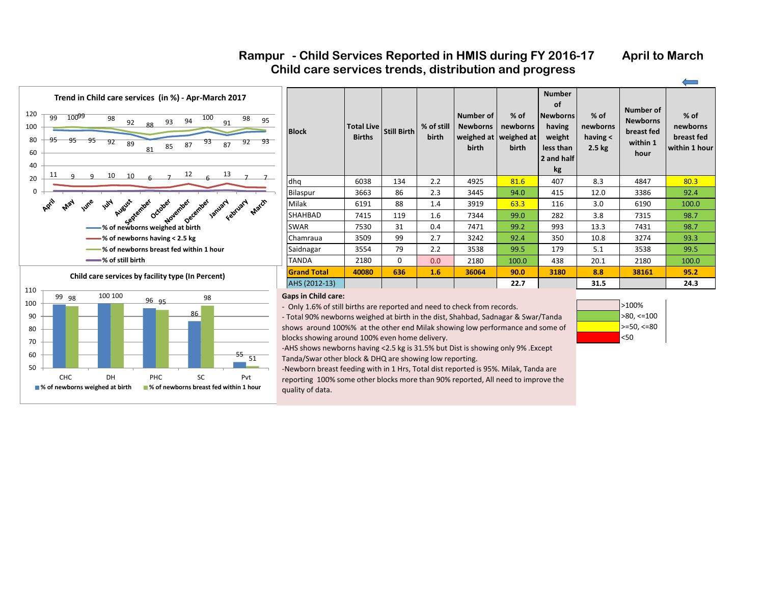# Rampur - Child Services Reported in HMIS during FY 2016-17 April to March

## Child care services trends, distribution and progress

**Trend in Child care services (in %) - Apr-March 2017**

| Month | % of newborns weighed at birth | % of newborns having < 2.5 kg | % of newborns breast fed within 1 hour |
|---|---|---|---|
| April | 95 | 11 | 99 |
| May | 95 | 9 | 100 |
| June | 95 | 9 | 99 |
| July | 92 | 10 | 98 |
| August | 89 | 10 | 92 |
| September | 81 | 6 | 88 |
| October | 85 | 7 | 93 |
| November | 87 | 12 | 94 |
| December | 93 | 6 | 100 |
| January | 87 | 13 | 91 |
| February | 92 | 7 | 98 |
| March | 93 | 7 | 95 |

**Child care services by facility type (In Percent)**

| Facility | % of newborns weighed at birth | % of newborns breast fed within 1 hour |
|---|---|---|
| CHC | 99 | 98 |
| DH | 100 | 100 |
| PHC | 96 | 95 |
| SC | 86 | 98 |
| Pvt | 55 | 51 |

| Block | Total Live Births | Still Birth | % of still birth | Number of Newborns weighed at birth | % of newborns weighed at birth | Number of Newborns having weight less than 2 and half kg | % of newborns having < 2.5 kg | Number of Newborns breast fed within 1 hour | % of newborns breast fed within 1 hour |
|---|---|---|---|---|---|---|---|---|---|
| dhq | 6038 | 134 | 2.2 | 4925 | 81.6 | 407 | 8.3 | 4847 | 80.3 |
| Bilaspur | 3663 | 86 | 2.3 | 3445 | 94.0 | 415 | 12.0 | 3386 | 92.4 |
| Milak | 6191 | 88 | 1.4 | 3919 | 63.3 | 116 | 3.0 | 6190 | 100.0 |
| SHAHBAD | 7415 | 119 | 1.6 | 7344 | 99.0 | 282 | 3.8 | 7315 | 98.7 |
| SWAR | 7530 | 31 | 0.4 | 7471 | 99.2 | 993 | 13.3 | 7431 | 98.7 |
| Chamraua | 3509 | 99 | 2.7 | 3242 | 92.4 | 350 | 10.8 | 3274 | 93.3 |
| Saidnagar | 3554 | 79 | 2.2 | 3538 | 99.5 | 179 | 5.1 | 3538 | 99.5 |
| TANDA | 2180 | 0 | 0.0 | 2180 | 100.0 | 438 | 20.1 | 2180 | 100.0 |
| **Grand Total** | **40080** | **636** | **1.6** | **36064** | **90.0** | **3180** | **8.8** | **38161** | **95.2** |
| AHS (2012-13) | | | | | **22.7** | | **31.5** | | **24.3** |

| Legend |
|---|
| >100% |
| >80, <=100 |
| >=50, <=80 |
| <50 |

**Gaps in Child care:**

- Only 1.6% of still births are reported and need to check from records.
- Total 90% newborns weighed at birth in the dist, Shahbad, Sadnagar & Swar/Tanda shows around 100%% at the other end Milak showing low performance and some of blocks showing around 100% even home delivery.

-AHS shows newborns having <2.5 kg is 31.5% but Dist is showing only 9% .Except Tanda/Swar other block & DHQ are showing low reporting.

-Newborn breast feeding with in 1 Hrs, Total dist reported is 95%. Milak, Tanda are reporting 100% some other blocks more than 90% reported, All need to improve the quality of data.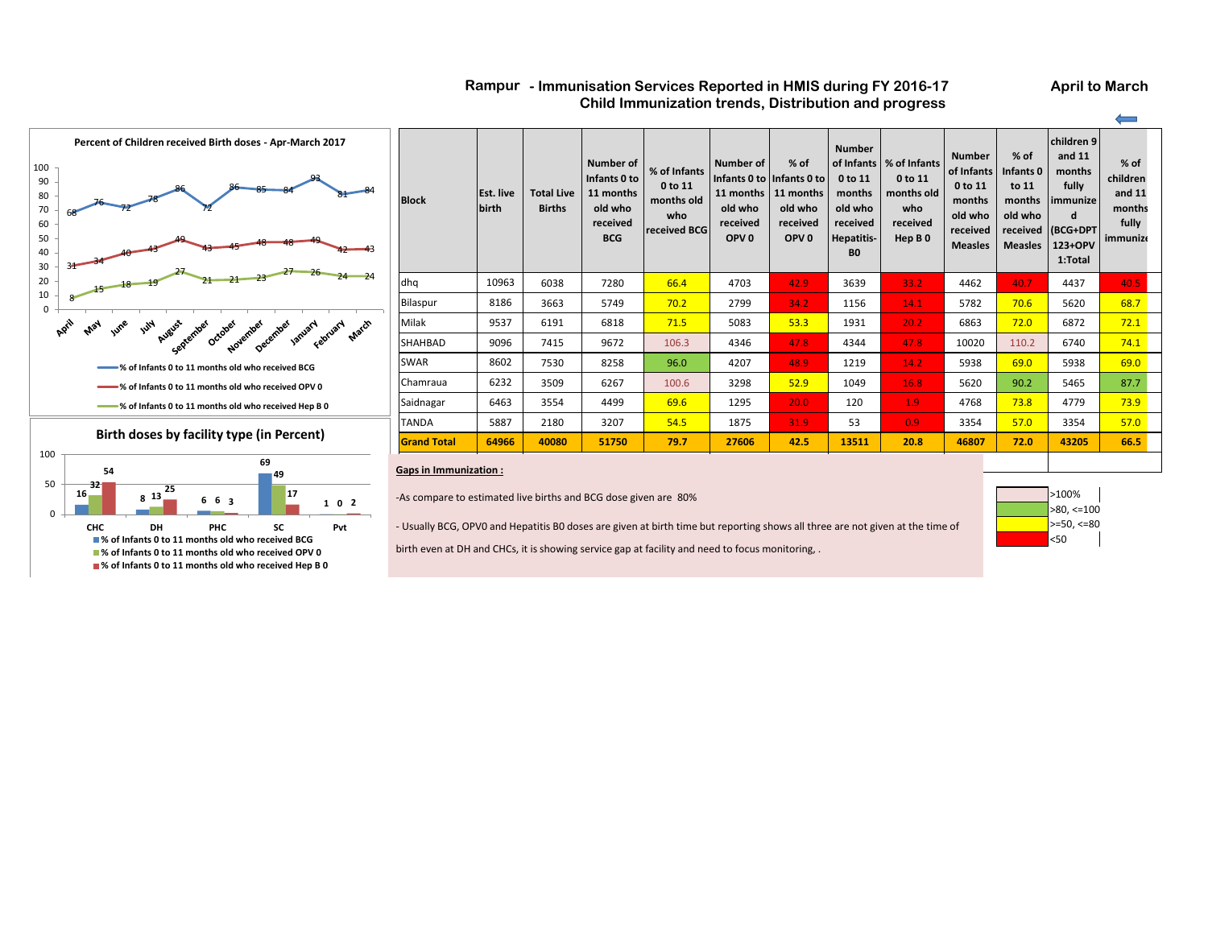# Rampur - Immunisation Services Reported in HMIS during FY 2016-17

## Child Immunization trends, Distribution and progress

**April to March**

**Percent of Children received Birth doses - Apr-March 2017**

| Month | % of Infants 0 to 11 months old who received BCG | % of Infants 0 to 11 months old who received OPV 0 | % of Infants 0 to 11 months old who received Hep B 0 |
|---|---|---|---|
| April | 68 | 31 | 8 |
| May | 76 | 34 | 15 |
| June | 72 | 40 | 18 |
| July | 78 | 43 | 19 |
| August | 86 | 49 | 27 |
| September | 72 | 43 | 21 |
| October | 86 | 45 | 21 |
| November | 85 | 48 | 23 |
| December | 84 | 48 | 27 |
| January | 93 | 49 | 26 |
| February | 81 | 42 | 24 |
| March | 84 | 43 | 24 |

**Birth doses by facility type (in Percent)**

| Facility | % of Infants 0 to 11 months old who received BCG | % of Infants 0 to 11 months old who received OPV 0 | % of Infants 0 to 11 months old who received Hep B 0 |
|---|---|---|---|
| CHC | 16 | 32 | 54 |
| DH | 8 | 13 | 25 |
| PHC | 6 | 6 | 3 |
| SC | 69 | 49 | 17 |
| Pvt | 1 | 0 | 2 |

| Block | Est. live birth | Total Live Births | Number of Infants 0 to 11 months old who received BCG | % of Infants 0 to 11 months old who received BCG | Number of Infants 0 to 11 months old who received OPV 0 | % of Infants 0 to 11 months old who received OPV 0 | Number of Infants 0 to 11 months old who received Hepatitis-B0 | % of Infants 0 to 11 months old who received Hep B 0 | Number of Infants 0 to 11 months old who received Measles | % of Infants 0 to 11 months old who received Measles | children 9 and 11 months fully immunized (BCG+DPT 123+OPV 1:Total | % of children and 11 months fully immunized |
|---|---|---|---|---|---|---|---|---|---|---|---|---|
| dhq | 10963 | 6038 | 7280 | 66.4 | 4703 | 42.9 | 3639 | 33.2 | 4462 | 40.7 | 4437 | 40.5 |
| Bilaspur | 8186 | 3663 | 5749 | 70.2 | 2799 | 34.2 | 1156 | 14.1 | 5782 | 70.6 | 5620 | 68.7 |
| Milak | 9537 | 6191 | 6818 | 71.5 | 5083 | 53.3 | 1931 | 20.2 | 6863 | 72.0 | 6872 | 72.1 |
| SHAHBAD | 9096 | 7415 | 9672 | 106.3 | 4346 | 47.8 | 4344 | 47.8 | 10020 | 110.2 | 6740 | 74.1 |
| SWAR | 8602 | 7530 | 8258 | 96.0 | 4207 | 48.9 | 1219 | 14.2 | 5938 | 69.0 | 5938 | 69.0 |
| Chamraua | 6232 | 3509 | 6267 | 100.6 | 3298 | 52.9 | 1049 | 16.8 | 5620 | 90.2 | 5465 | 87.7 |
| Saidnagar | 6463 | 3554 | 4499 | 69.6 | 1295 | 20.0 | 120 | 1.9 | 4768 | 73.8 | 4779 | 73.9 |
| TANDA | 5887 | 2180 | 3207 | 54.5 | 1875 | 31.9 | 53 | 0.9 | 3354 | 57.0 | 3354 | 57.0 |
| **Grand Total** | **64966** | **40080** | **51750** | **79.7** | **27606** | **42.5** | **13511** | **20.8** | **46807** | **72.0** | **43205** | **66.5** |

Legend:
- >100%
- >80, <=100
- >=50, <=80
- <50

**Gaps in Immunization :**

-As compare to estimated live births and BCG dose given are 80%

- Usually BCG, OPV0 and Hepatitis B0 doses are given at birth time but reporting shows all three are not given at the time of birth even at DH and CHCs, it is showing service gap at facility and need to focus monitoring, .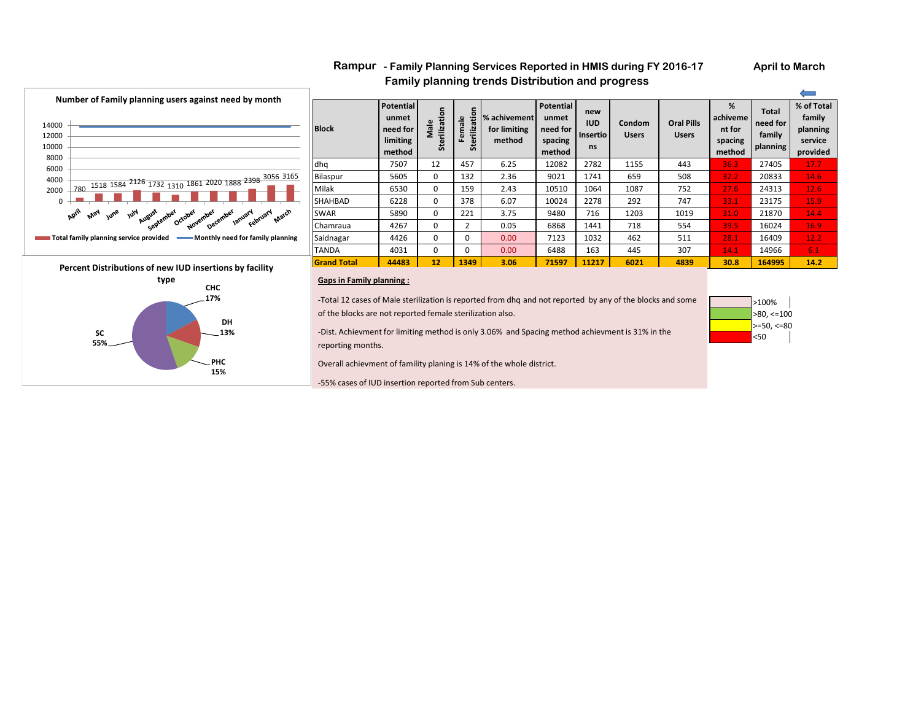# Rampur - Family Planning Services Reported in HMIS during FY 2016-17

**April to March**

## Family planning trends Distribution and progress

**Number of Family planning users against need by month**

| Month | Total family planning service provided |
|---|---|
| April | 780 |
| May | 1518 |
| June | 1584 |
| July | 2126 |
| August | 1732 |
| September | 1310 |
| October | 1861 |
| November | 2020 |
| December | 1888 |
| January | 2398 |
| February | 3056 |
| March | 3165 |

Legend: Total family planning service provided; Monthly need for family planning

**Percent Distributions of new IUD insertions by facility type**

| Facility type | Percent |
|---|---|
| CHC | 17% |
| DH | 13% |
| PHC | 15% |
| SC | 55% |

| Block | Potential unmet need for limiting method | Male Sterilization | Female Sterilization | % achivement for limiting method | Potential unmet need for spacing method | new IUD Insertions | Condom Users | Oral Pills Users | % achievement for spacing method | Total need for family planning | % of Total family planning service provided |
|---|---|---|---|---|---|---|---|---|---|---|---|
| dhq | 7507 | 12 | 457 | 6.25 | 12082 | 2782 | 1155 | 443 | 36.3 | 27405 | 17.7 |
| Bilaspur | 5605 | 0 | 132 | 2.36 | 9021 | 1741 | 659 | 508 | 32.2 | 20833 | 14.6 |
| Milak | 6530 | 0 | 159 | 2.43 | 10510 | 1064 | 1087 | 752 | 27.6 | 24313 | 12.6 |
| SHAHBAD | 6228 | 0 | 378 | 6.07 | 10024 | 2278 | 292 | 747 | 33.1 | 23175 | 15.9 |
| SWAR | 5890 | 0 | 221 | 3.75 | 9480 | 716 | 1203 | 1019 | 31.0 | 21870 | 14.4 |
| Chamraua | 4267 | 0 | 2 | 0.05 | 6868 | 1441 | 718 | 554 | 39.5 | 16024 | 16.9 |
| Saidnagar | 4426 | 0 | 0 | 0.00 | 7123 | 1032 | 462 | 511 | 28.1 | 16409 | 12.2 |
| TANDA | 4031 | 0 | 0 | 0.00 | 6488 | 163 | 445 | 307 | 14.1 | 14966 | 6.1 |
| **Grand Total** | **44483** | **12** | **1349** | **3.06** | **71597** | **11217** | **6021** | **4839** | **30.8** | **164995** | **14.2** |

Legend: >100% ; >80, <=100 ; >=50, <=80 ; <50

**Gaps in Family planning :**

-Total 12 cases of Male sterilization is reported from dhq and not reported by any of the blocks and some of the blocks are not reported female sterilization also.

-Dist. Achievment for limiting method is only 3.06% and Spacing method achievment is 31% in the reporting months.

Overall achievment of famility planing is 14% of the whole district.

-55% cases of IUD insertion reported from Sub centers.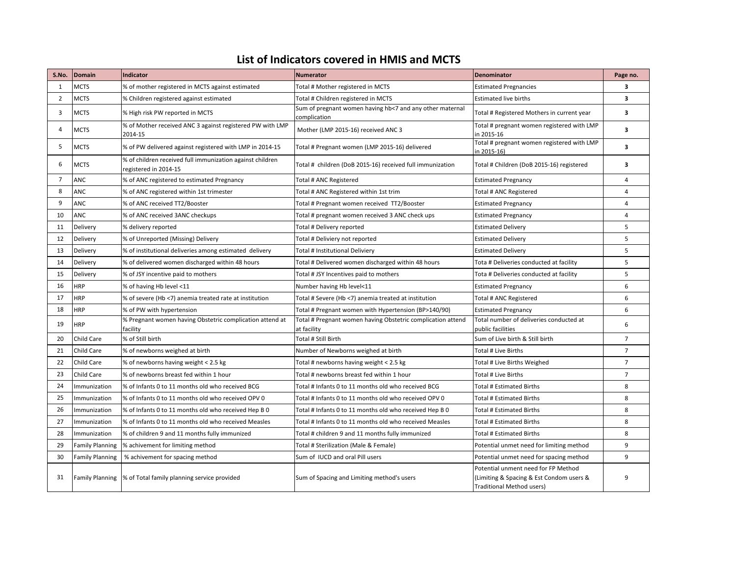# List of Indicators covered in HMIS and MCTS

| S.No. | Domain | Indicator | Numerator | Denominator | Page no. |
|---|---|---|---|---|---|
| 1 | MCTS | % of mother registered in MCTS against estimated | Total # Mother registered in MCTS | Estimated Pregnancies | **3** |
| 2 | MCTS | % Children registered against estimated | Total # Children registered in MCTS | Estimated live births | **3** |
| 3 | MCTS | % High risk PW reported in MCTS | Sum of pregnant women having hb<7 and any other maternal complication | Total # Registered Mothers in current year | **3** |
| 4 | MCTS | % of Mother received ANC 3 against registered PW with LMP 2014-15 | Mother (LMP 2015-16) received ANC 3 | Total # pregnant women registered with LMP in 2015-16 | **3** |
| 5 | MCTS | % of PW delivered against registered with LMP in 2014-15 | Total # Pregnant women (LMP 2015-16) delivered | Total # pregnant women registered with LMP in 2015-16) | **3** |
| 6 | MCTS | % of children received full immunization against children registered in 2014-15 | Total # children (DoB 2015-16) received full immunization | Total # Children (DoB 2015-16) registered | **3** |
| 7 | ANC | % of ANC registered to estimated Pregnancy | Total # ANC Registered | Estimated Pregnancy | 4 |
| 8 | ANC | % of ANC registered within 1st trimester | Total # ANC Registered within 1st trim | Total # ANC Registered | 4 |
| 9 | ANC | % of ANC received TT2/Booster | Total # Pregnant women received TT2/Booster | Estimated Pregnancy | 4 |
| 10 | ANC | % of ANC received 3ANC checkups | Total # pregnant women received 3 ANC check ups | Estimated Pregnancy | 4 |
| 11 | Delivery | % delivery reported | Total # Delivery reported | Estimated Delivery | 5 |
| 12 | Delivery | % of Unreported (Missing) Delivery | Total # Deliviery not reported | Estimated Delivery | 5 |
| 13 | Delivery | % of institutional deliveries among estimated delivery | Total # Institutional Deliviery | Estimated Delivery | 5 |
| 14 | Delivery | % of delivered women discharged within 48 hours | Total # Delivered women discharged within 48 hours | Tota # Deliveries conducted at facility | 5 |
| 15 | Delivery | % of JSY incentive paid to mothers | Total # JSY Incentives paid to mothers | Tota # Deliveries conducted at facility | 5 |
| 16 | HRP | % of having Hb level <11 | Number having Hb level<11 | Estimated Pregnancy | 6 |
| 17 | HRP | % of severe (Hb <7) anemia treated rate at institution | Total # Severe (Hb <7) anemia treated at institution | Total # ANC Registered | 6 |
| 18 | HRP | % of PW with hypertension | Total # Pregnant women with Hypertension (BP>140/90) | Estimated Pregnancy | 6 |
| 19 | HRP | % Pregnant women having Obstetric complication attend at facility | Total # Pregnant women having Obstetric complication attend at facility | Total number of deliveries conducted at public facilities | 6 |
| 20 | Child Care | % of Still birth | Total # Still Birth | Sum of Live birth & Still birth | 7 |
| 21 | Child Care | % of newborns weighed at birth | Number of Newborns weighed at birth | Total # Live Births | 7 |
| 22 | Child Care | % of newborns having weight < 2.5 kg | Total # newborns having weight < 2.5 kg | Total # Live Births Weighed | 7 |
| 23 | Child Care | % of newborns breast fed within 1 hour | Total # newborns breast fed within 1 hour | Total # Live Births | 7 |
| 24 | Immunization | % of Infants 0 to 11 months old who received BCG | Total # Infants 0 to 11 months old who received BCG | Total # Estimated Births | 8 |
| 25 | Immunization | % of Infants 0 to 11 months old who received OPV 0 | Total # Infants 0 to 11 months old who received OPV 0 | Total # Estimated Births | 8 |
| 26 | Immunization | % of Infants 0 to 11 months old who received Hep B 0 | Total # Infants 0 to 11 months old who received Hep B 0 | Total # Estimated Births | 8 |
| 27 | Immunization | % of Infants 0 to 11 months old who received Measles | Total # Infants 0 to 11 months old who received Measles | Total # Estimated Births | 8 |
| 28 | Immunization | % of children 9 and 11 months fully immunized | Total # children 9 and 11 months fully immunized | Total # Estimated Births | 8 |
| 29 | Family Planning | % achivement for limiting method | Total # Sterilization (Male & Female) | Potential unmet need for limiting method | 9 |
| 30 | Family Planning | % achivement for spacing method | Sum of IUCD and oral Pill users | Potential unmet need for spacing method | 9 |
| 31 | Family Planning | % of Total family planning service provided | Sum of Spacing and Limiting method's users | Potential unment need for FP Method (Limiting & Spacing & Est Condom users & Traditional Method users) | 9 |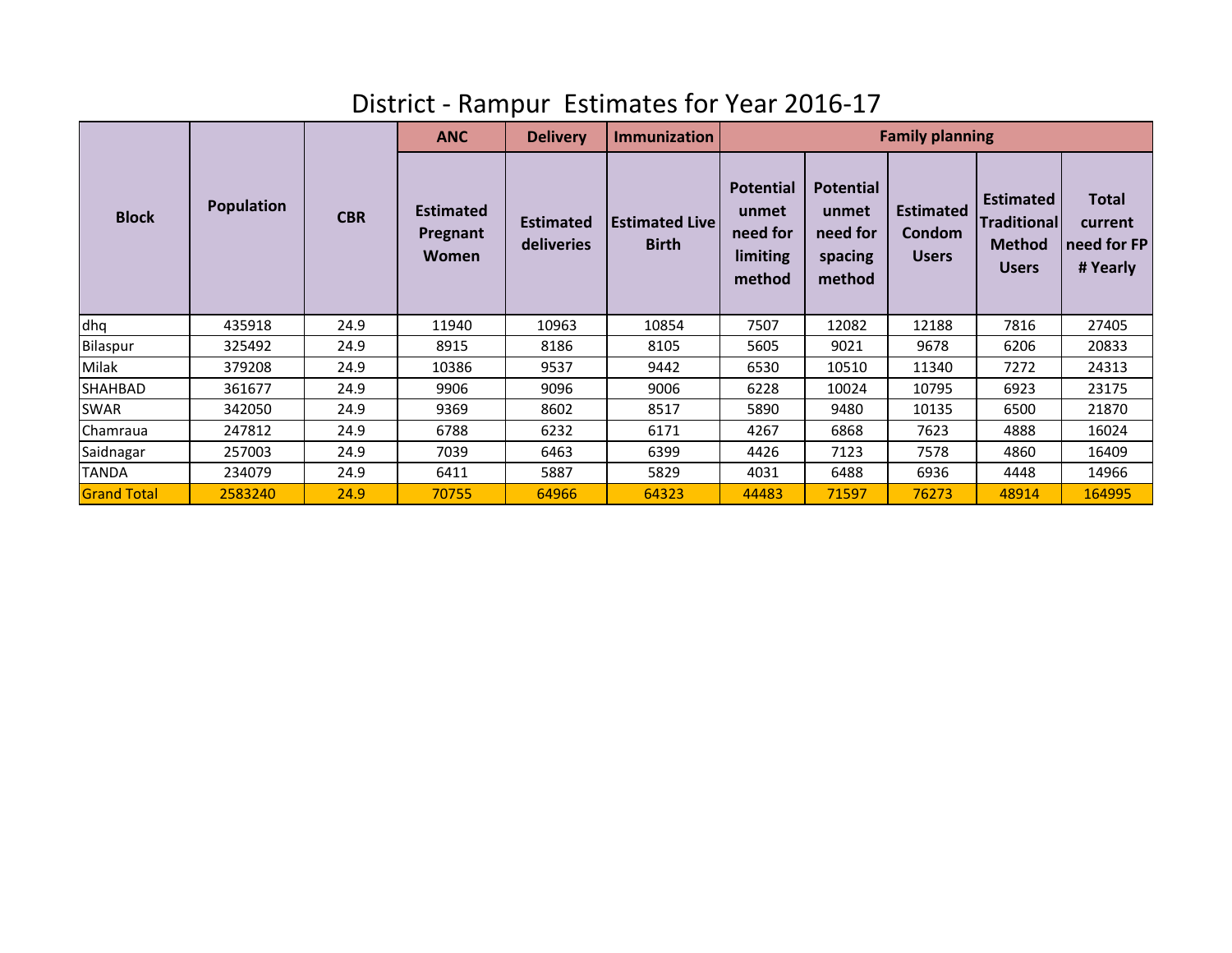# District - Rampur Estimates for Year 2016-17

| Block | Population | CBR | ANC | Delivery | Immunization | Family planning | | | | |
|---|---|---|---|---|---|---|---|---|---|---|
| | | | Estimated Pregnant Women | Estimated deliveries | Estimated Live Birth | Potential unmet need for limiting method | Potential unmet need for spacing method | Estimated Condom Users | Estimated Traditional Method Users | Total current need for FP # Yearly |
| dhq | 435918 | 24.9 | 11940 | 10963 | 10854 | 7507 | 12082 | 12188 | 7816 | 27405 |
| Bilaspur | 325492 | 24.9 | 8915 | 8186 | 8105 | 5605 | 9021 | 9678 | 6206 | 20833 |
| Milak | 379208 | 24.9 | 10386 | 9537 | 9442 | 6530 | 10510 | 11340 | 7272 | 24313 |
| SHAHBAD | 361677 | 24.9 | 9906 | 9096 | 9006 | 6228 | 10024 | 10795 | 6923 | 23175 |
| SWAR | 342050 | 24.9 | 9369 | 8602 | 8517 | 5890 | 9480 | 10135 | 6500 | 21870 |
| Chamraua | 247812 | 24.9 | 6788 | 6232 | 6171 | 4267 | 6868 | 7623 | 4888 | 16024 |
| Saidnagar | 257003 | 24.9 | 7039 | 6463 | 6399 | 4426 | 7123 | 7578 | 4860 | 16409 |
| TANDA | 234079 | 24.9 | 6411 | 5887 | 5829 | 4031 | 6488 | 6936 | 4448 | 14966 |
| Grand Total | 2583240 | 24.9 | 70755 | 64966 | 64323 | 44483 | 71597 | 76273 | 48914 | 164995 |